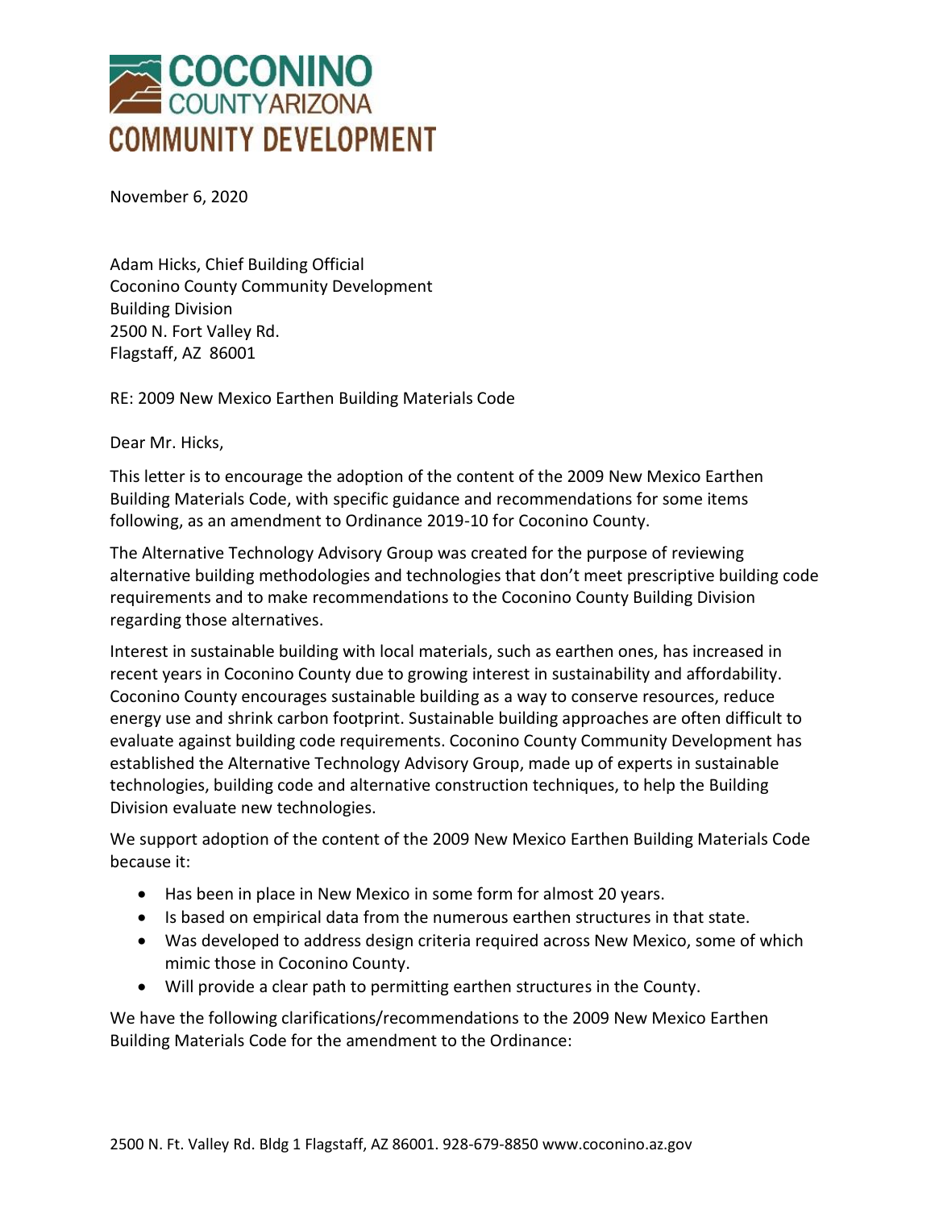# COCONINO COUNTY ARIZONA
# COMMUNITY DEVELOPMENT

November 6, 2020

Adam Hicks, Chief Building Official
Coconino County Community Development
Building Division
2500 N. Fort Valley Rd.
Flagstaff, AZ 86001

RE: 2009 New Mexico Earthen Building Materials Code

Dear Mr. Hicks,

This letter is to encourage the adoption of the content of the 2009 New Mexico Earthen Building Materials Code, with specific guidance and recommendations for some items following, as an amendment to Ordinance 2019-10 for Coconino County.

The Alternative Technology Advisory Group was created for the purpose of reviewing alternative building methodologies and technologies that don't meet prescriptive building code requirements and to make recommendations to the Coconino County Building Division regarding those alternatives.

Interest in sustainable building with local materials, such as earthen ones, has increased in recent years in Coconino County due to growing interest in sustainability and affordability. Coconino County encourages sustainable building as a way to conserve resources, reduce energy use and shrink carbon footprint. Sustainable building approaches are often difficult to evaluate against building code requirements. Coconino County Community Development has established the Alternative Technology Advisory Group, made up of experts in sustainable technologies, building code and alternative construction techniques, to help the Building Division evaluate new technologies.

We support adoption of the content of the 2009 New Mexico Earthen Building Materials Code because it:

- Has been in place in New Mexico in some form for almost 20 years.
- Is based on empirical data from the numerous earthen structures in that state.
- Was developed to address design criteria required across New Mexico, some of which mimic those in Coconino County.
- Will provide a clear path to permitting earthen structures in the County.

We have the following clarifications/recommendations to the 2009 New Mexico Earthen Building Materials Code for the amendment to the Ordinance: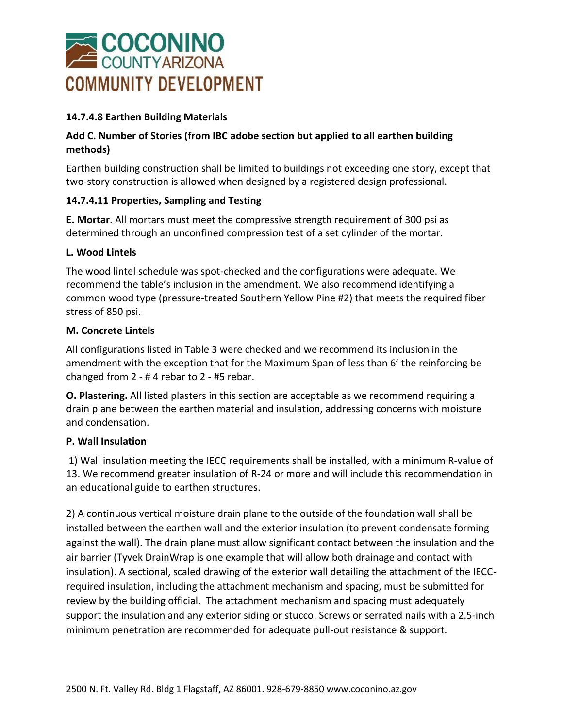#### 14.7.4.8 Earthen Building Materials

#### Add C. Number of Stories (from IBC adobe section but applied to all earthen building methods)

Earthen building construction shall be limited to buildings not exceeding one story, except that two-story construction is allowed when designed by a registered design professional.

#### 14.7.4.11 Properties, Sampling and Testing

**E. Mortar**. All mortars must meet the compressive strength requirement of 300 psi as determined through an unconfined compression test of a set cylinder of the mortar.

**L. Wood Lintels**

The wood lintel schedule was spot-checked and the configurations were adequate. We recommend the table's inclusion in the amendment. We also recommend identifying a common wood type (pressure-treated Southern Yellow Pine #2) that meets the required fiber stress of 850 psi.

**M. Concrete Lintels**

All configurations listed in Table 3 were checked and we recommend its inclusion in the amendment with the exception that for the Maximum Span of less than 6' the reinforcing be changed from 2 - # 4 rebar to 2 - #5 rebar.

**O. Plastering.** All listed plasters in this section are acceptable as we recommend requiring a drain plane between the earthen material and insulation, addressing concerns with moisture and condensation.

**P. Wall Insulation**

1) Wall insulation meeting the IECC requirements shall be installed, with a minimum R-value of 13. We recommend greater insulation of R-24 or more and will include this recommendation in an educational guide to earthen structures.

2) A continuous vertical moisture drain plane to the outside of the foundation wall shall be installed between the earthen wall and the exterior insulation (to prevent condensate forming against the wall). The drain plane must allow significant contact between the insulation and the air barrier (Tyvek DrainWrap is one example that will allow both drainage and contact with insulation). A sectional, scaled drawing of the exterior wall detailing the attachment of the IECC-required insulation, including the attachment mechanism and spacing, must be submitted for review by the building official. The attachment mechanism and spacing must adequately support the insulation and any exterior siding or stucco. Screws or serrated nails with a 2.5-inch minimum penetration are recommended for adequate pull-out resistance & support.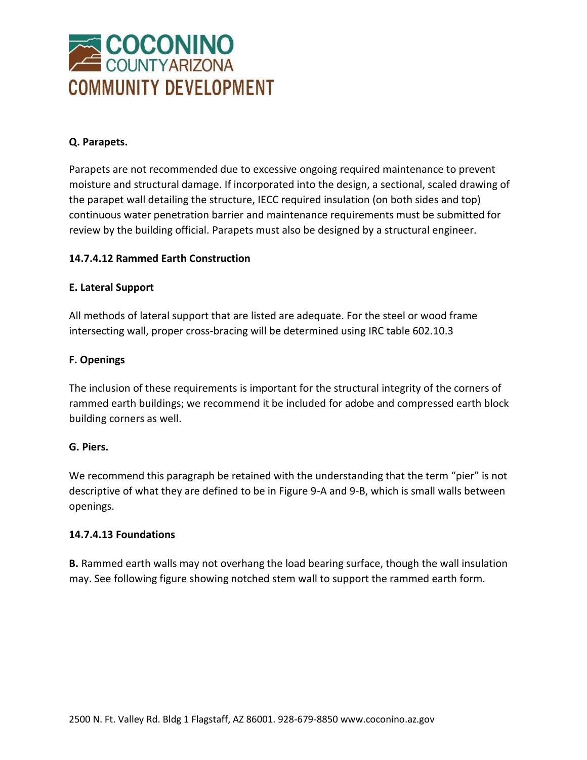**Q. Parapets.**

Parapets are not recommended due to excessive ongoing required maintenance to prevent moisture and structural damage. If incorporated into the design, a sectional, scaled drawing of the parapet wall detailing the structure, IECC required insulation (on both sides and top) continuous water penetration barrier and maintenance requirements must be submitted for review by the building official. Parapets must also be designed by a structural engineer.

**14.7.4.12 Rammed Earth Construction**

**E. Lateral Support**

All methods of lateral support that are listed are adequate. For the steel or wood frame intersecting wall, proper cross-bracing will be determined using IRC table 602.10.3

**F. Openings**

The inclusion of these requirements is important for the structural integrity of the corners of rammed earth buildings; we recommend it be included for adobe and compressed earth block building corners as well.

**G. Piers.**

We recommend this paragraph be retained with the understanding that the term "pier" is not descriptive of what they are defined to be in Figure 9-A and 9-B, which is small walls between openings.

**14.7.4.13 Foundations**

**B.** Rammed earth walls may not overhang the load bearing surface, though the wall insulation may. See following figure showing notched stem wall to support the rammed earth form.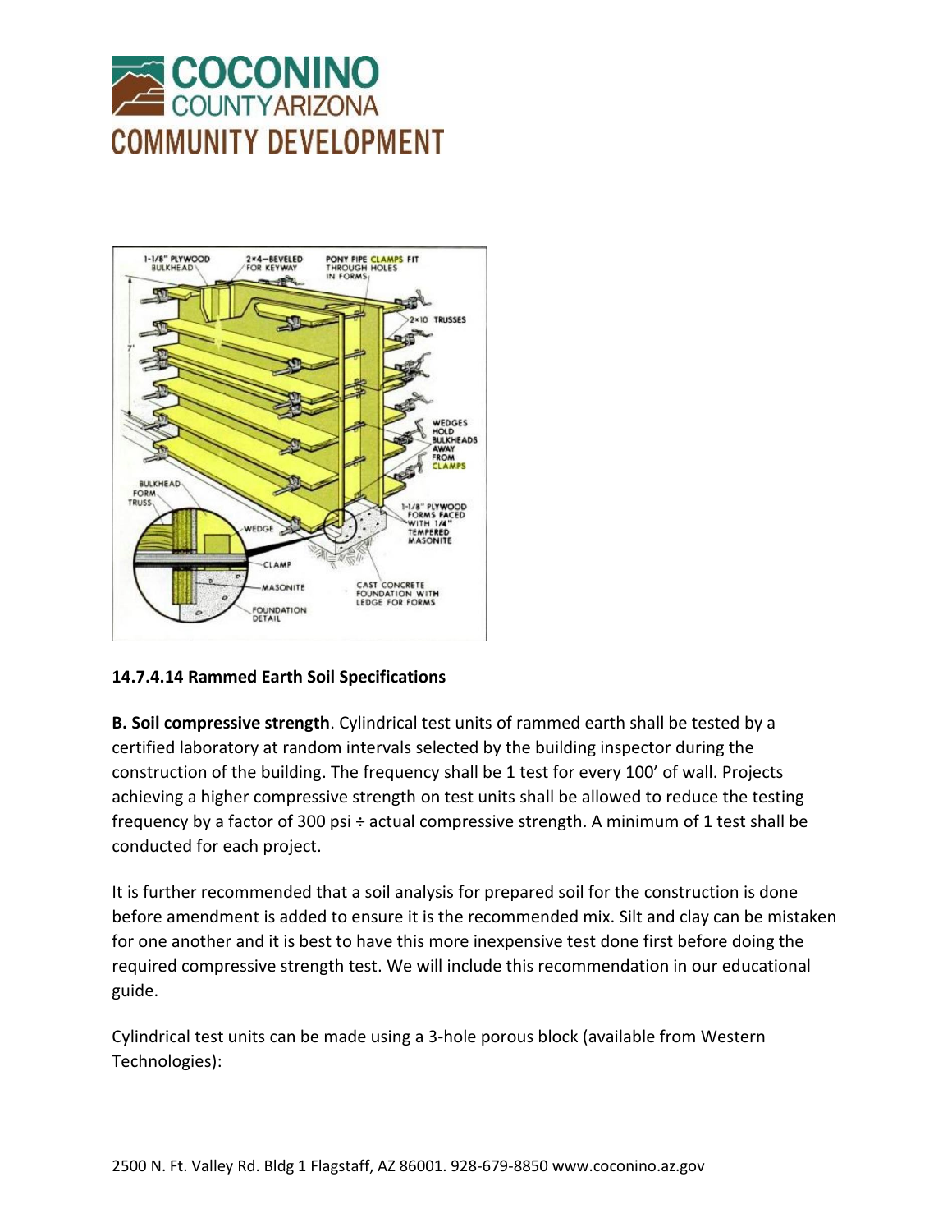**14.7.4.14 Rammed Earth Soil Specifications**

**B. Soil compressive strength**. Cylindrical test units of rammed earth shall be tested by a certified laboratory at random intervals selected by the building inspector during the construction of the building. The frequency shall be 1 test for every 100' of wall. Projects achieving a higher compressive strength on test units shall be allowed to reduce the testing frequency by a factor of 300 psi ÷ actual compressive strength. A minimum of 1 test shall be conducted for each project.

It is further recommended that a soil analysis for prepared soil for the construction is done before amendment is added to ensure it is the recommended mix. Silt and clay can be mistaken for one another and it is best to have this more inexpensive test done first before doing the required compressive strength test. We will include this recommendation in our educational guide.

Cylindrical test units can be made using a 3-hole porous block (available from Western Technologies):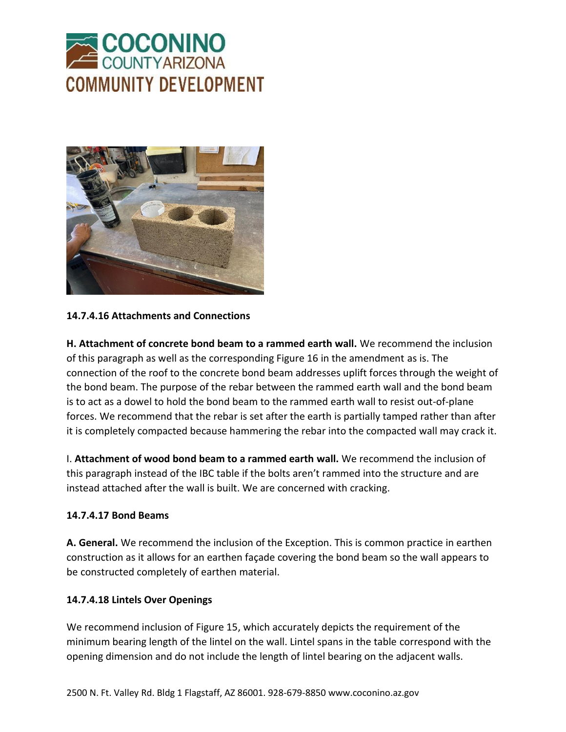### 14.7.4.16 Attachments and Connections

**H. Attachment of concrete bond beam to a rammed earth wall.** We recommend the inclusion of this paragraph as well as the corresponding Figure 16 in the amendment as is. The connection of the roof to the concrete bond beam addresses uplift forces through the weight of the bond beam. The purpose of the rebar between the rammed earth wall and the bond beam is to act as a dowel to hold the bond beam to the rammed earth wall to resist out-of-plane forces. We recommend that the rebar is set after the earth is partially tamped rather than after it is completely compacted because hammering the rebar into the compacted wall may crack it.

I. **Attachment of wood bond beam to a rammed earth wall.** We recommend the inclusion of this paragraph instead of the IBC table if the bolts aren't rammed into the structure and are instead attached after the wall is built. We are concerned with cracking.

### 14.7.4.17 Bond Beams

**A. General.** We recommend the inclusion of the Exception. This is common practice in earthen construction as it allows for an earthen façade covering the bond beam so the wall appears to be constructed completely of earthen material.

### 14.7.4.18 Lintels Over Openings

We recommend inclusion of Figure 15, which accurately depicts the requirement of the minimum bearing length of the lintel on the wall. Lintel spans in the table correspond with the opening dimension and do not include the length of lintel bearing on the adjacent walls.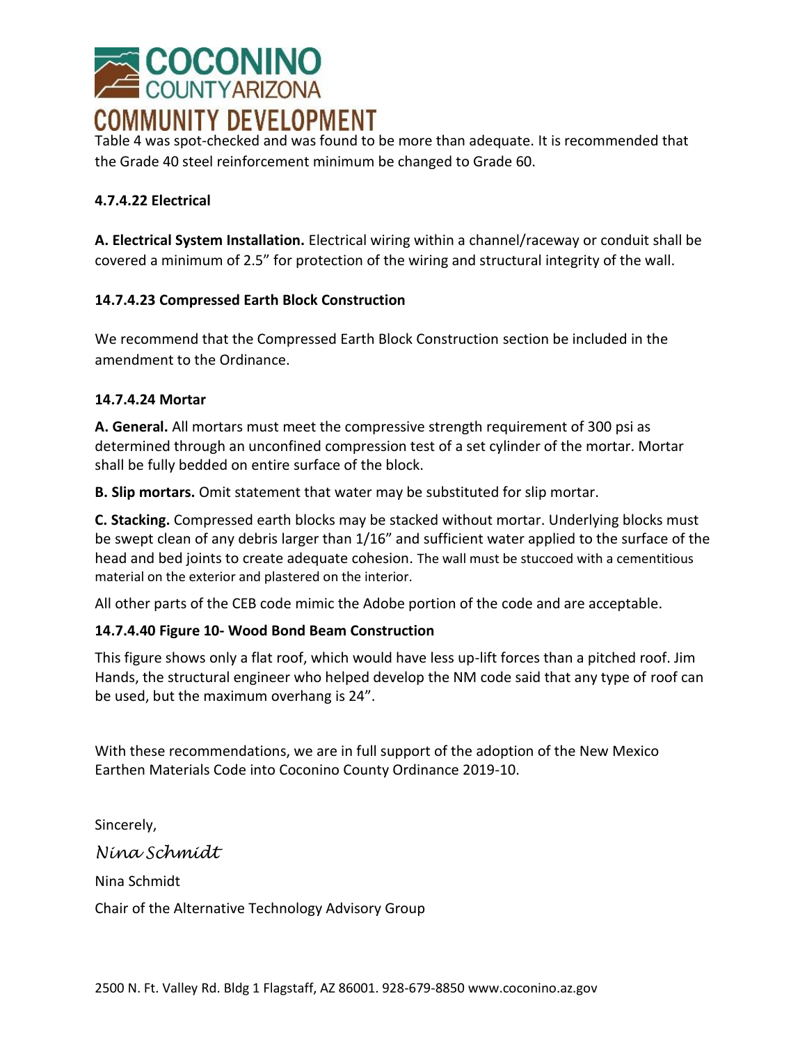Table 4 was spot-checked and was found to be more than adequate. It is recommended that the Grade 40 steel reinforcement minimum be changed to Grade 60.

**4.7.4.22 Electrical**

**A. Electrical System Installation.** Electrical wiring within a channel/raceway or conduit shall be covered a minimum of 2.5" for protection of the wiring and structural integrity of the wall.

**14.7.4.23 Compressed Earth Block Construction**

We recommend that the Compressed Earth Block Construction section be included in the amendment to the Ordinance.

**14.7.4.24 Mortar**

**A. General.** All mortars must meet the compressive strength requirement of 300 psi as determined through an unconfined compression test of a set cylinder of the mortar. Mortar shall be fully bedded on entire surface of the block.

**B. Slip mortars.** Omit statement that water may be substituted for slip mortar.

**C. Stacking.** Compressed earth blocks may be stacked without mortar. Underlying blocks must be swept clean of any debris larger than 1/16" and sufficient water applied to the surface of the head and bed joints to create adequate cohesion. The wall must be stuccoed with a cementitious material on the exterior and plastered on the interior.

All other parts of the CEB code mimic the Adobe portion of the code and are acceptable.

**14.7.4.40 Figure 10- Wood Bond Beam Construction**

This figure shows only a flat roof, which would have less up-lift forces than a pitched roof. Jim Hands, the structural engineer who helped develop the NM code said that any type of roof can be used, but the maximum overhang is 24".

With these recommendations, we are in full support of the adoption of the New Mexico Earthen Materials Code into Coconino County Ordinance 2019-10.

Sincerely,

*Nina Schmidt*

Nina Schmidt

Chair of the Alternative Technology Advisory Group